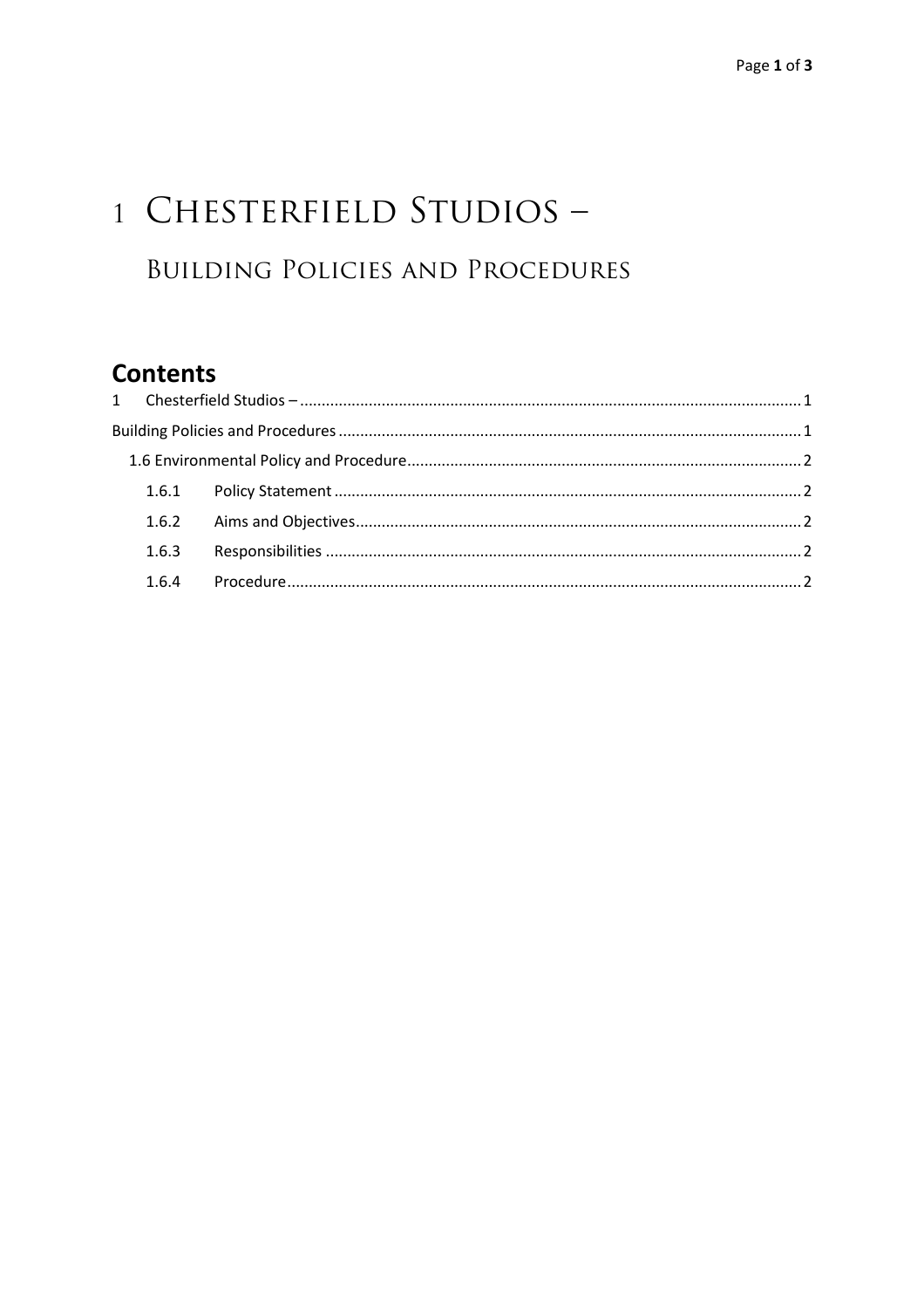# 1 Chesterfield Studios –

## Building Policies and Procedures

## Contents

1 Chesterfield Studios – .......... 1

Building Policies and Procedures .......... 1

1.6 Environmental Policy and Procedure .......... 2

1.6.1 Policy Statement .......... 2

1.6.2 Aims and Objectives .......... 2

1.6.3 Responsibilities .......... 2

1.6.4 Procedure .......... 2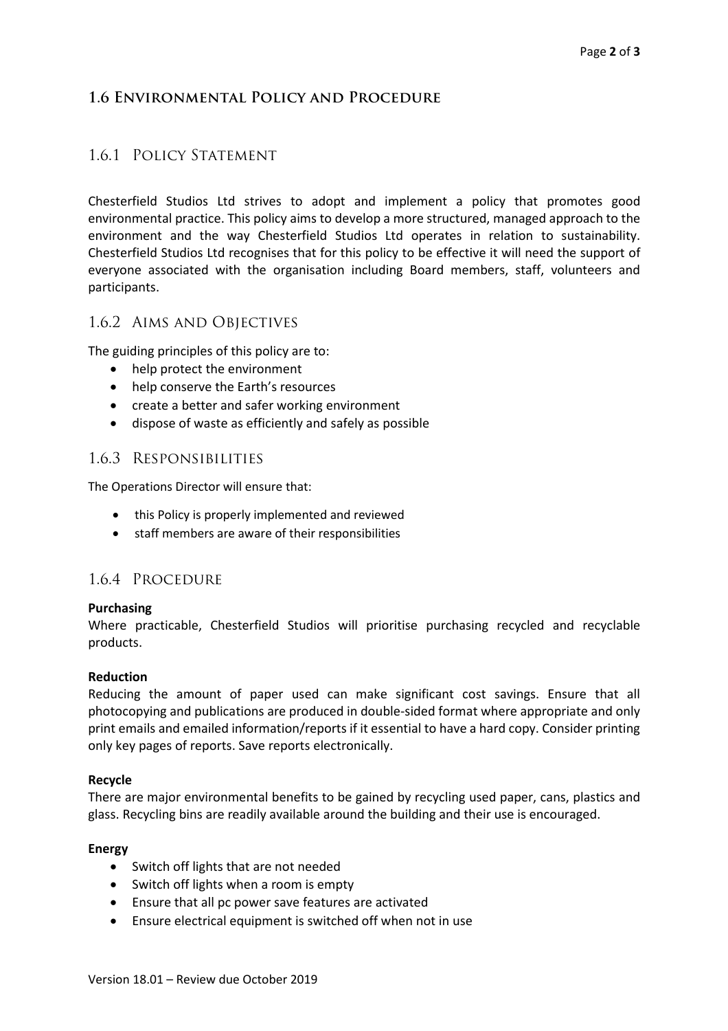## 1.6 Environmental Policy and Procedure

### 1.6.1 Policy Statement

Chesterfield Studios Ltd strives to adopt and implement a policy that promotes good environmental practice. This policy aims to develop a more structured, managed approach to the environment and the way Chesterfield Studios Ltd operates in relation to sustainability. Chesterfield Studios Ltd recognises that for this policy to be effective it will need the support of everyone associated with the organisation including Board members, staff, volunteers and participants.

### 1.6.2 Aims and Objectives

The guiding principles of this policy are to:

- help protect the environment
- help conserve the Earth's resources
- create a better and safer working environment
- dispose of waste as efficiently and safely as possible

### 1.6.3 Responsibilities

The Operations Director will ensure that:

- this Policy is properly implemented and reviewed
- staff members are aware of their responsibilities

### 1.6.4 Procedure

**Purchasing**

Where practicable, Chesterfield Studios will prioritise purchasing recycled and recyclable products.

**Reduction**

Reducing the amount of paper used can make significant cost savings. Ensure that all photocopying and publications are produced in double-sided format where appropriate and only print emails and emailed information/reports if it essential to have a hard copy. Consider printing only key pages of reports. Save reports electronically.

**Recycle**

There are major environmental benefits to be gained by recycling used paper, cans, plastics and glass. Recycling bins are readily available around the building and their use is encouraged.

**Energy**

- Switch off lights that are not needed
- Switch off lights when a room is empty
- Ensure that all pc power save features are activated
- Ensure electrical equipment is switched off when not in use

Version 18.01 – Review due October 2019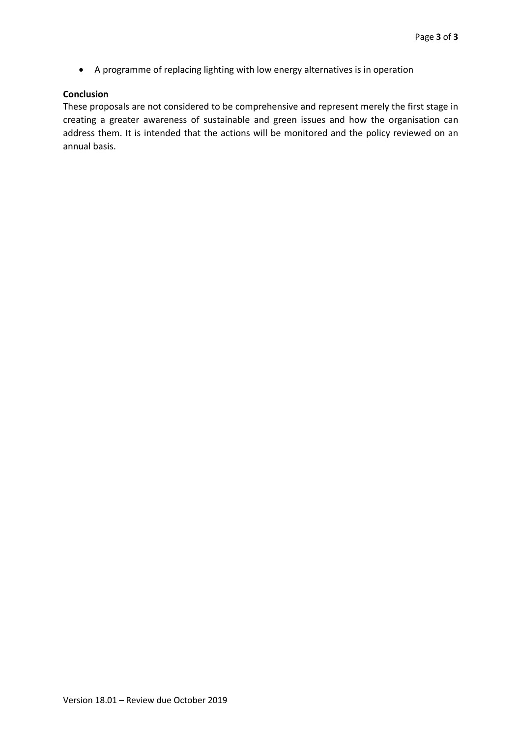- A programme of replacing lighting with low energy alternatives is in operation

**Conclusion**

These proposals are not considered to be comprehensive and represent merely the first stage in creating a greater awareness of sustainable and green issues and how the organisation can address them. It is intended that the actions will be monitored and the policy reviewed on an annual basis.

Version 18.01 – Review due October 2019